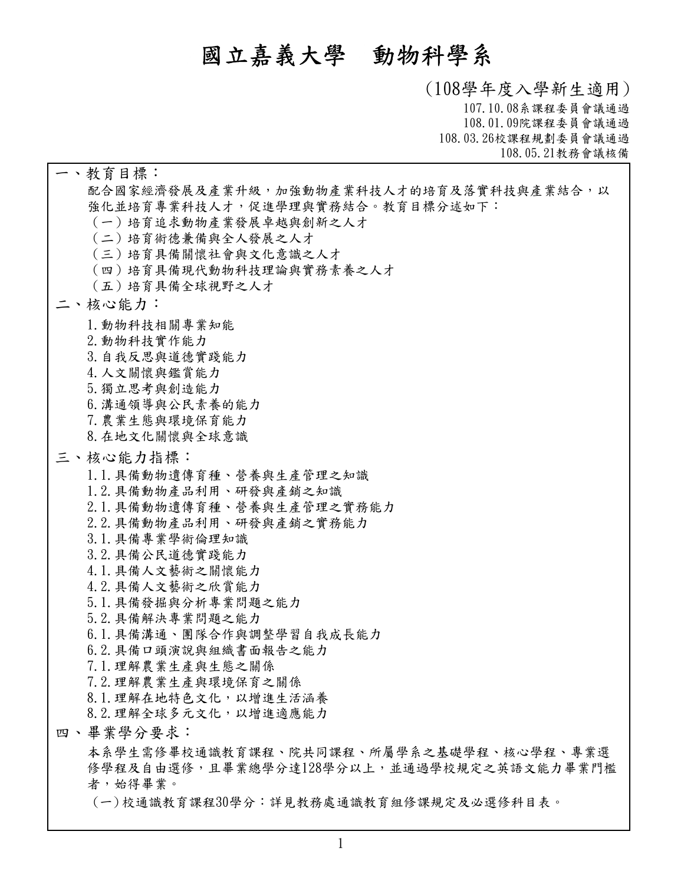# 國立嘉義大學　動物科學系

（108學年度入學新生適用）

107.10.08系課程委員會議通過
108.01.09院課程委員會議通過
108.03.26校課程規劃委員會議通過
108.05.21教務會議核備

## 一、教育目標：

配合國家經濟發展及產業升級，加強動物產業科技人才的培育及落實科技與產業結合，以強化並培育專業科技人才，促進學理與實務結合。教育目標分述如下：

（一）培育追求動物產業發展卓越與創新之人才
（二）培育術德兼備與全人發展之人才
（三）培育具備關懷社會與文化意識之人才
（四）培育具備現代動物科技理論與實務素養之人才
（五）培育具備全球視野之人才

## 二、核心能力：

1.動物科技相關專業知能
2.動物科技實作能力
3.自我反思與道德實踐能力
4.人文關懷與鑑賞能力
5.獨立思考與創造能力
6.溝通領導與公民素養的能力
7.農業生態與環境保育能力
8.在地文化關懷與全球意識

## 三、核心能力指標：

1.1.具備動物遺傳育種、營養與生產管理之知識
1.2.具備動物產品利用、研發與產銷之知識
2.1.具備動物遺傳育種、營養與生產管理之實務能力
2.2.具備動物產品利用、研發與產銷之實務能力
3.1.具備專業學術倫理知識
3.2.具備公民道德實踐能力
4.1.具備人文藝術之關懷能力
4.2.具備人文藝術之欣賞能力
5.1.具備發掘與分析專業問題之能力
5.2.具備解決專業問題之能力
6.1.具備溝通、團隊合作與調整學習自我成長能力
6.2.具備口頭演說與組織書面報告之能力
7.1.理解農業生產與生態之關係
7.2.理解農業生產與環境保育之關係
8.1.理解在地特色文化，以增進生活涵養
8.2.理解全球多元文化，以增進適應能力

## 四、畢業學分要求：

本系學生需修畢校通識教育課程、院共同課程、所屬學系之基礎學程、核心學程、專業選修學程及自由選修，且畢業總學分達128學分以上，並通過學校規定之英語文能力畢業門檻者，始得畢業。

（一）校通識教育課程30學分：詳見教務處通識教育組修課規定及必選修科目表。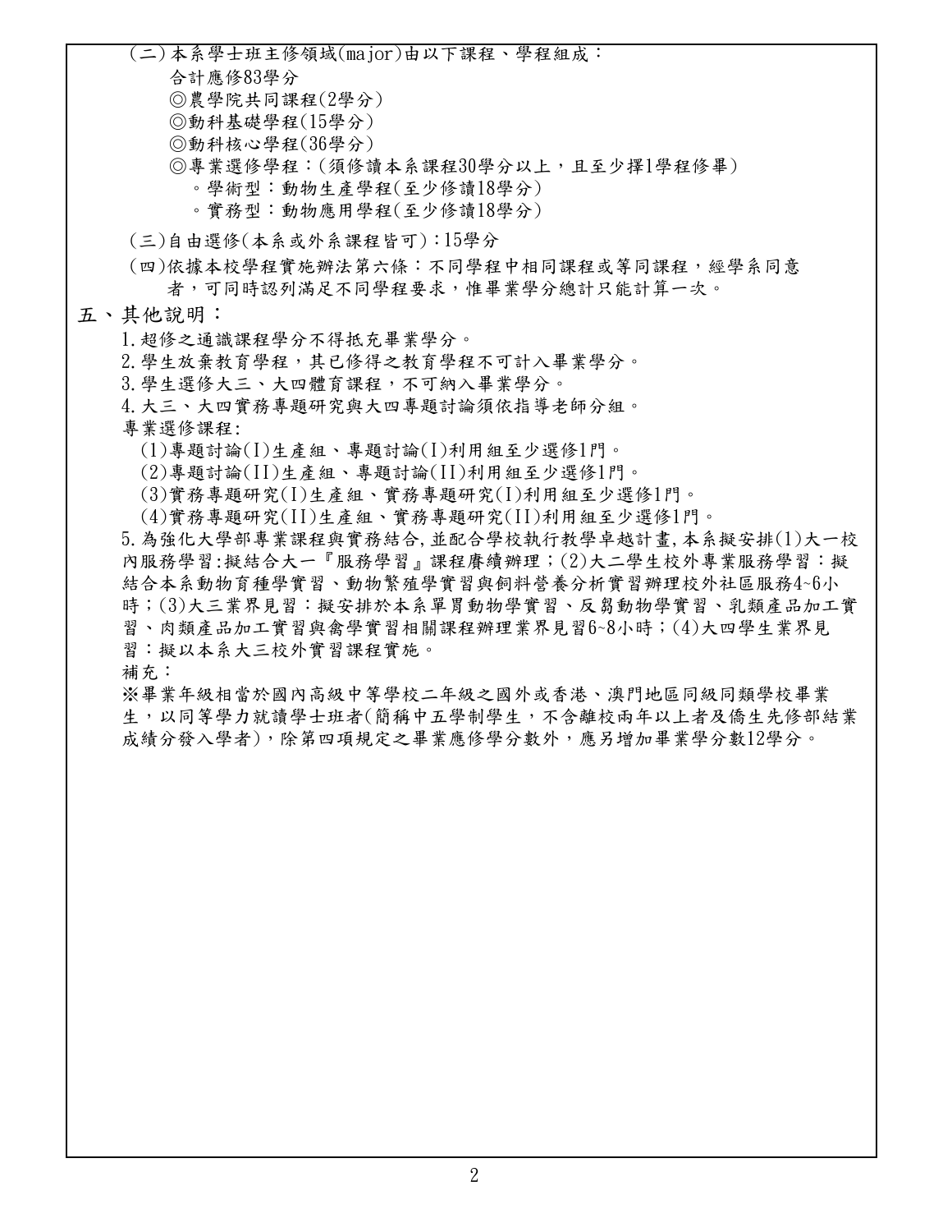(二)本系學士班主修領域(major)由以下課程、學程組成：

合計應修83學分

◎農學院共同課程(2學分)

◎動科基礎學程(15學分)

◎動科核心學程(36學分)

◎專業選修學程：(須修讀本系課程30學分以上，且至少擇1學程修畢)

。學術型：動物生產學程(至少修讀18學分)

。實務型：動物應用學程(至少修讀18學分)

(三)自由選修(本系或外系課程皆可)：15學分

(四)依據本校學程實施辦法第六條：不同學程中相同課程或等同課程，經學系同意者，可同時認列滿足不同學程要求，惟畢業學分總計只能計算一次。

## 五、其他說明：

1.超修之通識課程學分不得抵充畢業學分。

2.學生放棄教育學程，其已修得之教育學程不可計入畢業學分。

3.學生選修大三、大四體育課程，不可納入畢業學分。

4.大三、大四實務專題研究與大四專題討論須依指導老師分組。

專業選修課程:

(1)專題討論(I)生產組、專題討論(I)利用組至少選修1門。

(2)專題討論(II)生產組、專題討論(II)利用組至少選修1門。

(3)實務專題研究(I)生產組、實務專題研究(I)利用組至少選修1門。

(4)實務專題研究(II)生產組、實務專題研究(II)利用組至少選修1門。

5.為強化大學部專業課程與實務結合,並配合學校執行教學卓越計畫,本系擬安排(1)大一校內服務學習:擬結合大一『服務學習』課程賡續辦理；(2)大二學生校外專業服務學習：擬結合本系動物育種學實習、動物繁殖學實習與飼料營養分析實習辦理校外社區服務4~6小時；(3)大三業界見習：擬安排於本系單胃動物學實習、反芻動物學實習、乳類產品加工實習、肉類產品加工實習與禽學實習相關課程辦理業界見習6~8小時；(4)大四學生業界見習：擬以本系大三校外實習課程實施。

補充：

※畢業年級相當於國內高級中等學校二年級之國外或香港、澳門地區同級同類學校畢業生，以同等學力就讀學士班者(簡稱中五學制學生，不含離校兩年以上者及僑生先修部結業成績分發入學者)，除第四項規定之畢業應修學分數外，應另增加畢業學分數12學分。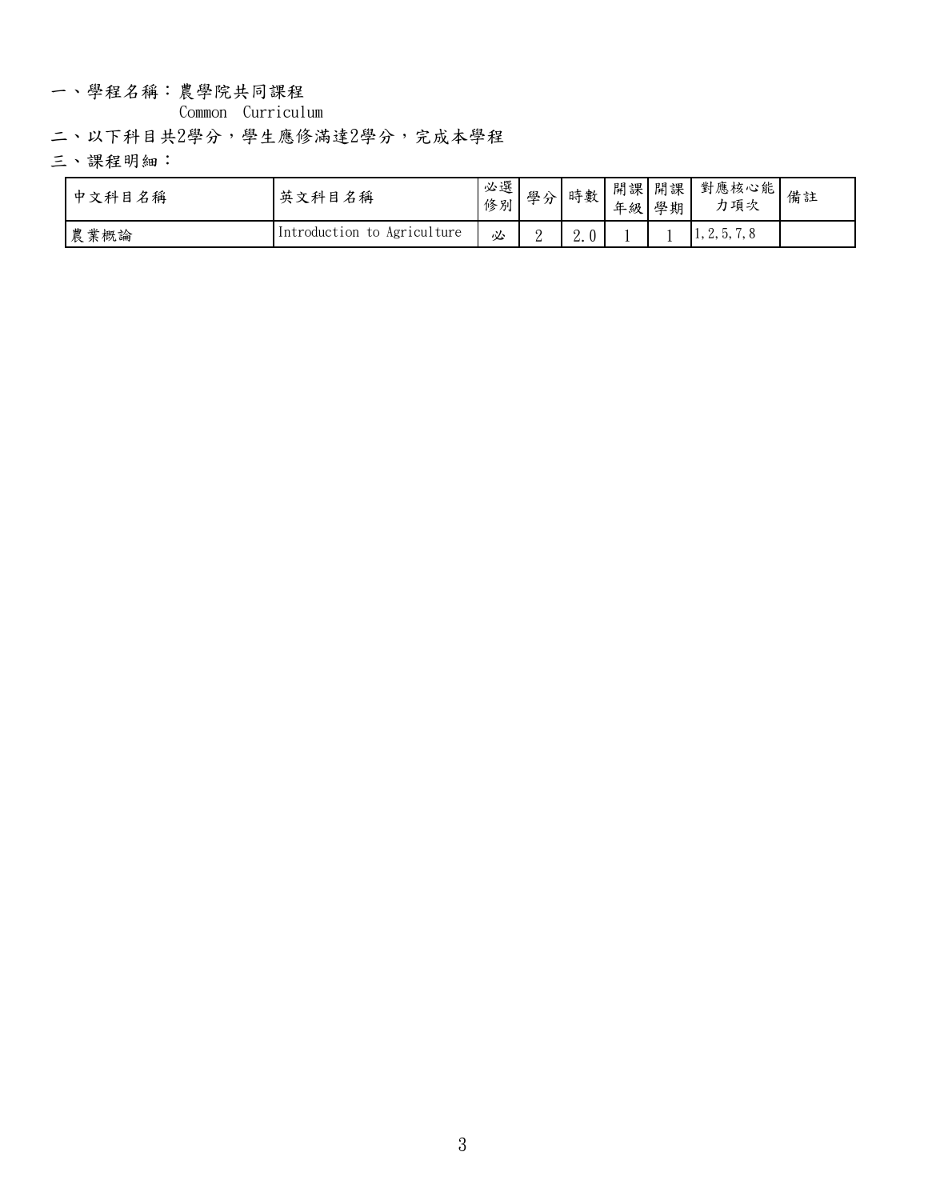一、學程名稱：農學院共同課程

Common Curriculum

二、以下科目共2學分，學生應修滿達2學分，完成本學程

三、課程明細：

| 中文科目名稱 | 英文科目名稱 | 必選修別 | 學分 | 時數 | 開課年級 | 開課學期 | 對應核心能力項次 | 備註 |
|---|---|---|---|---|---|---|---|---|
| 農業概論 | Introduction to Agriculture | 必 | 2 | 2.0 | 1 | 1 | 1,2,5,7,8 | |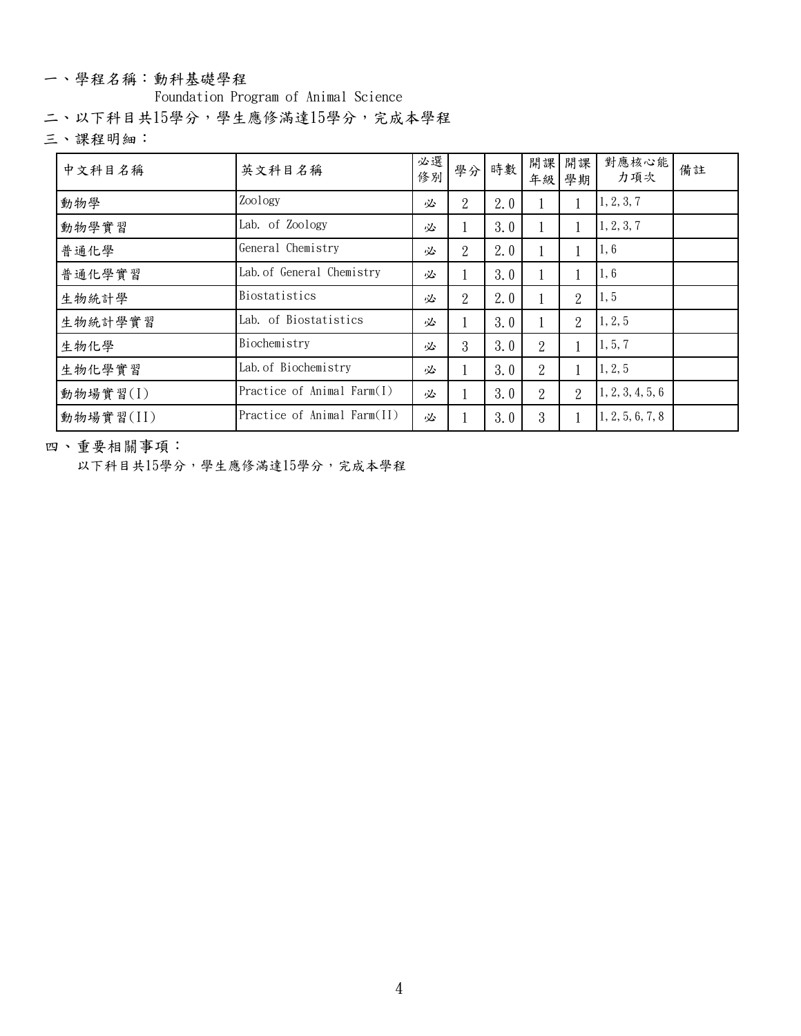一、學程名稱：動科基礎學程

Foundation Program of Animal Science

二、以下科目共15學分，學生應修滿達15學分，完成本學程

三、課程明細：

| 中文科目名稱 | 英文科目名稱 | 必選修別 | 學分 | 時數 | 開課年級 | 開課學期 | 對應核心能力項次 | 備註 |
|---|---|---|---|---|---|---|---|---|
| 動物學 | Zoology | 必 | 2 | 2.0 | 1 | 1 | 1,2,3,7 | |
| 動物學實習 | Lab. of Zoology | 必 | 1 | 3.0 | 1 | 1 | 1,2,3,7 | |
| 普通化學 | General Chemistry | 必 | 2 | 2.0 | 1 | 1 | 1,6 | |
| 普通化學實習 | Lab.of General Chemistry | 必 | 1 | 3.0 | 1 | 1 | 1,6 | |
| 生物統計學 | Biostatistics | 必 | 2 | 2.0 | 1 | 2 | 1,5 | |
| 生物統計學實習 | Lab. of Biostatistics | 必 | 1 | 3.0 | 1 | 2 | 1,2,5 | |
| 生物化學 | Biochemistry | 必 | 3 | 3.0 | 2 | 1 | 1,5,7 | |
| 生物化學實習 | Lab.of Biochemistry | 必 | 1 | 3.0 | 2 | 1 | 1,2,5 | |
| 動物場實習(I) | Practice of Animal Farm(I) | 必 | 1 | 3.0 | 2 | 2 | 1,2,3,4,5,6 | |
| 動物場實習(II) | Practice of Animal Farm(II) | 必 | 1 | 3.0 | 3 | 1 | 1,2,5,6,7,8 | |

四、重要相關事項：

以下科目共15學分，學生應修滿達15學分，完成本學程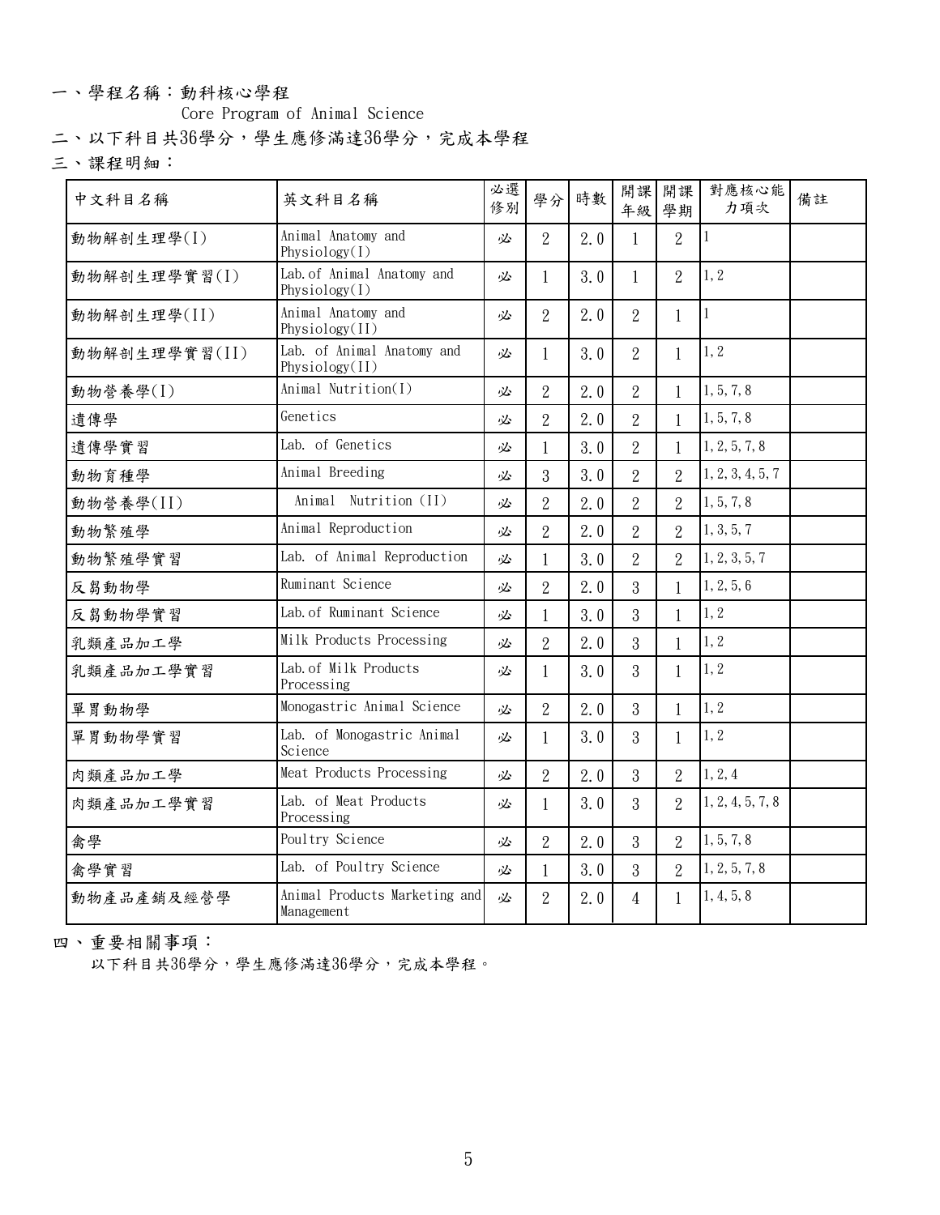一、學程名稱：動科核心學程

Core Program of Animal Science

二、以下科目共36學分，學生應修滿達36學分，完成本學程

三、課程明細：

| 中文科目名稱 | 英文科目名稱 | 必選修別 | 學分 | 時數 | 開課年級 | 開課學期 | 對應核心能力項次 | 備註 |
|---|---|---|---|---|---|---|---|---|
| 動物解剖生理學(I) | Animal Anatomy and Physiology(I) | 必 | 2 | 2.0 | 1 | 2 | 1 | |
| 動物解剖生理學實習(I) | Lab.of Animal Anatomy and Physiology(I) | 必 | 1 | 3.0 | 1 | 2 | 1,2 | |
| 動物解剖生理學(II) | Animal Anatomy and Physiology(II) | 必 | 2 | 2.0 | 2 | 1 | 1 | |
| 動物解剖生理學實習(II) | Lab. of Animal Anatomy and Physiology(II) | 必 | 1 | 3.0 | 2 | 1 | 1,2 | |
| 動物營養學(I) | Animal Nutrition(I) | 必 | 2 | 2.0 | 2 | 1 | 1,5,7,8 | |
| 遺傳學 | Genetics | 必 | 2 | 2.0 | 2 | 1 | 1,5,7,8 | |
| 遺傳學實習 | Lab. of Genetics | 必 | 1 | 3.0 | 2 | 1 | 1,2,5,7,8 | |
| 動物育種學 | Animal Breeding | 必 | 3 | 3.0 | 2 | 2 | 1,2,3,4,5,7 | |
| 動物營養學(II) | Animal Nutrition (II) | 必 | 2 | 2.0 | 2 | 2 | 1,5,7,8 | |
| 動物繁殖學 | Animal Reproduction | 必 | 2 | 2.0 | 2 | 2 | 1,3,5,7 | |
| 動物繁殖學實習 | Lab. of Animal Reproduction | 必 | 1 | 3.0 | 2 | 2 | 1,2,3,5,7 | |
| 反芻動物學 | Ruminant Science | 必 | 2 | 2.0 | 3 | 1 | 1,2,5,6 | |
| 反芻動物學實習 | Lab.of Ruminant Science | 必 | 1 | 3.0 | 3 | 1 | 1,2 | |
| 乳類產品加工學 | Milk Products Processing | 必 | 2 | 2.0 | 3 | 1 | 1,2 | |
| 乳類產品加工學實習 | Lab.of Milk Products Processing | 必 | 1 | 3.0 | 3 | 1 | 1,2 | |
| 單胃動物學 | Monogastric Animal Science | 必 | 2 | 2.0 | 3 | 1 | 1,2 | |
| 單胃動物學實習 | Lab. of Monogastric Animal Science | 必 | 1 | 3.0 | 3 | 1 | 1,2 | |
| 肉類產品加工學 | Meat Products Processing | 必 | 2 | 2.0 | 3 | 2 | 1,2,4 | |
| 肉類產品加工學實習 | Lab. of Meat Products Processing | 必 | 1 | 3.0 | 3 | 2 | 1,2,4,5,7,8 | |
| 禽學 | Poultry Science | 必 | 2 | 2.0 | 3 | 2 | 1,5,7,8 | |
| 禽學實習 | Lab. of Poultry Science | 必 | 1 | 3.0 | 3 | 2 | 1,2,5,7,8 | |
| 動物產品產銷及經營學 | Animal Products Marketing and Management | 必 | 2 | 2.0 | 4 | 1 | 1,4,5,8 | |

四、重要相關事項：

以下科目共36學分，學生應修滿達36學分，完成本學程。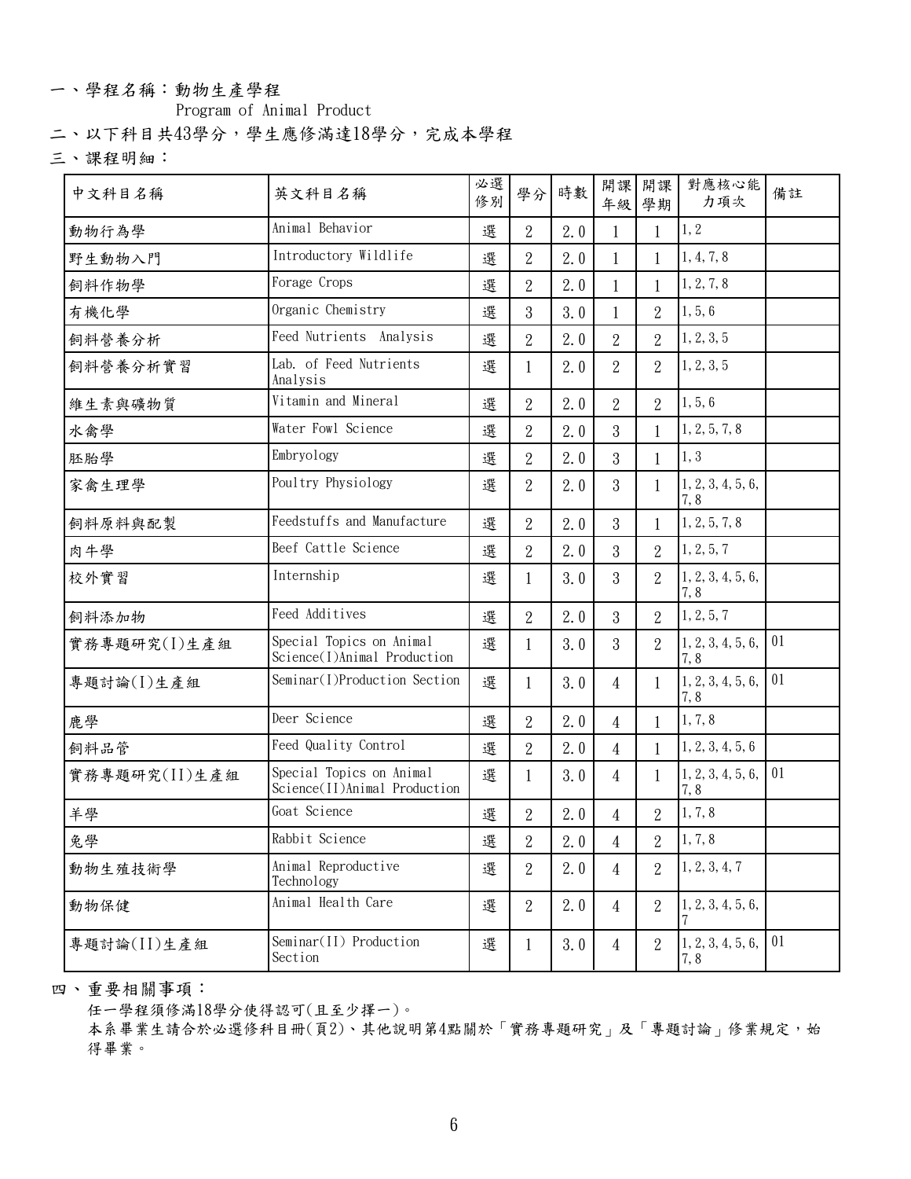一、學程名稱：動物生產學程
　　Program of Animal Product

二、以下科目共43學分，學生應修滿達18學分，完成本學程

三、課程明細：

| 中文科目名稱 | 英文科目名稱 | 必選修別 | 學分 | 時數 | 開課年級 | 開課學期 | 對應核心能力項次 | 備註 |
|---|---|---|---|---|---|---|---|---|
| 動物行為學 | Animal Behavior | 選 | 2 | 2.0 | 1 | 1 | 1,2 | |
| 野生動物入門 | Introductory Wildlife | 選 | 2 | 2.0 | 1 | 1 | 1,4,7,8 | |
| 飼料作物學 | Forage Crops | 選 | 2 | 2.0 | 1 | 1 | 1,2,7,8 | |
| 有機化學 | Organic Chemistry | 選 | 3 | 3.0 | 1 | 2 | 1,5,6 | |
| 飼料營養分析 | Feed Nutrients Analysis | 選 | 2 | 2.0 | 2 | 2 | 1,2,3,5 | |
| 飼料營養分析實習 | Lab. of Feed Nutrients Analysis | 選 | 1 | 2.0 | 2 | 2 | 1,2,3,5 | |
| 維生素與礦物質 | Vitamin and Mineral | 選 | 2 | 2.0 | 2 | 2 | 1,5,6 | |
| 水禽學 | Water Fowl Science | 選 | 2 | 2.0 | 3 | 1 | 1,2,5,7,8 | |
| 胚胎學 | Embryology | 選 | 2 | 2.0 | 3 | 1 | 1,3 | |
| 家禽生理學 | Poultry Physiology | 選 | 2 | 2.0 | 3 | 1 | 1,2,3,4,5,6,7,8 | |
| 飼料原料與配製 | Feedstuffs and Manufacture | 選 | 2 | 2.0 | 3 | 1 | 1,2,5,7,8 | |
| 肉牛學 | Beef Cattle Science | 選 | 2 | 2.0 | 3 | 2 | 1,2,5,7 | |
| 校外實習 | Internship | 選 | 1 | 3.0 | 3 | 2 | 1,2,3,4,5,6,7,8 | |
| 飼料添加物 | Feed Additives | 選 | 2 | 2.0 | 3 | 2 | 1,2,5,7 | |
| 實務專題研究(I)生產組 | Special Topics on Animal Science(I)Animal Production | 選 | 1 | 3.0 | 3 | 2 | 1,2,3,4,5,6,7,8 | 01 |
| 專題討論(I)生產組 | Seminar(I)Production Section | 選 | 1 | 3.0 | 4 | 1 | 1,2,3,4,5,6,7,8 | 01 |
| 鹿學 | Deer Science | 選 | 2 | 2.0 | 4 | 1 | 1,7,8 | |
| 飼料品管 | Feed Quality Control | 選 | 2 | 2.0 | 4 | 1 | 1,2,3,4,5,6 | |
| 實務專題研究(II)生產組 | Special Topics on Animal Science(II)Animal Production | 選 | 1 | 3.0 | 4 | 1 | 1,2,3,4,5,6,7,8 | 01 |
| 羊學 | Goat Science | 選 | 2 | 2.0 | 4 | 2 | 1,7,8 | |
| 兔學 | Rabbit Science | 選 | 2 | 2.0 | 4 | 2 | 1,7,8 | |
| 動物生殖技術學 | Animal Reproductive Technology | 選 | 2 | 2.0 | 4 | 2 | 1,2,3,4,7 | |
| 動物保健 | Animal Health Care | 選 | 2 | 2.0 | 4 | 2 | 1,2,3,4,5,6,7 | |
| 專題討論(II)生產組 | Seminar(II) Production Section | 選 | 1 | 3.0 | 4 | 2 | 1,2,3,4,5,6,7,8 | 01 |

四、重要相關事項：

任一學程須修滿18學分使得認可(且至少擇一)。

本系畢業生請合於必選修科目冊(頁2)、其他說明第4點關於「實務專題研究」及「專題討論」修業規定，始得畢業。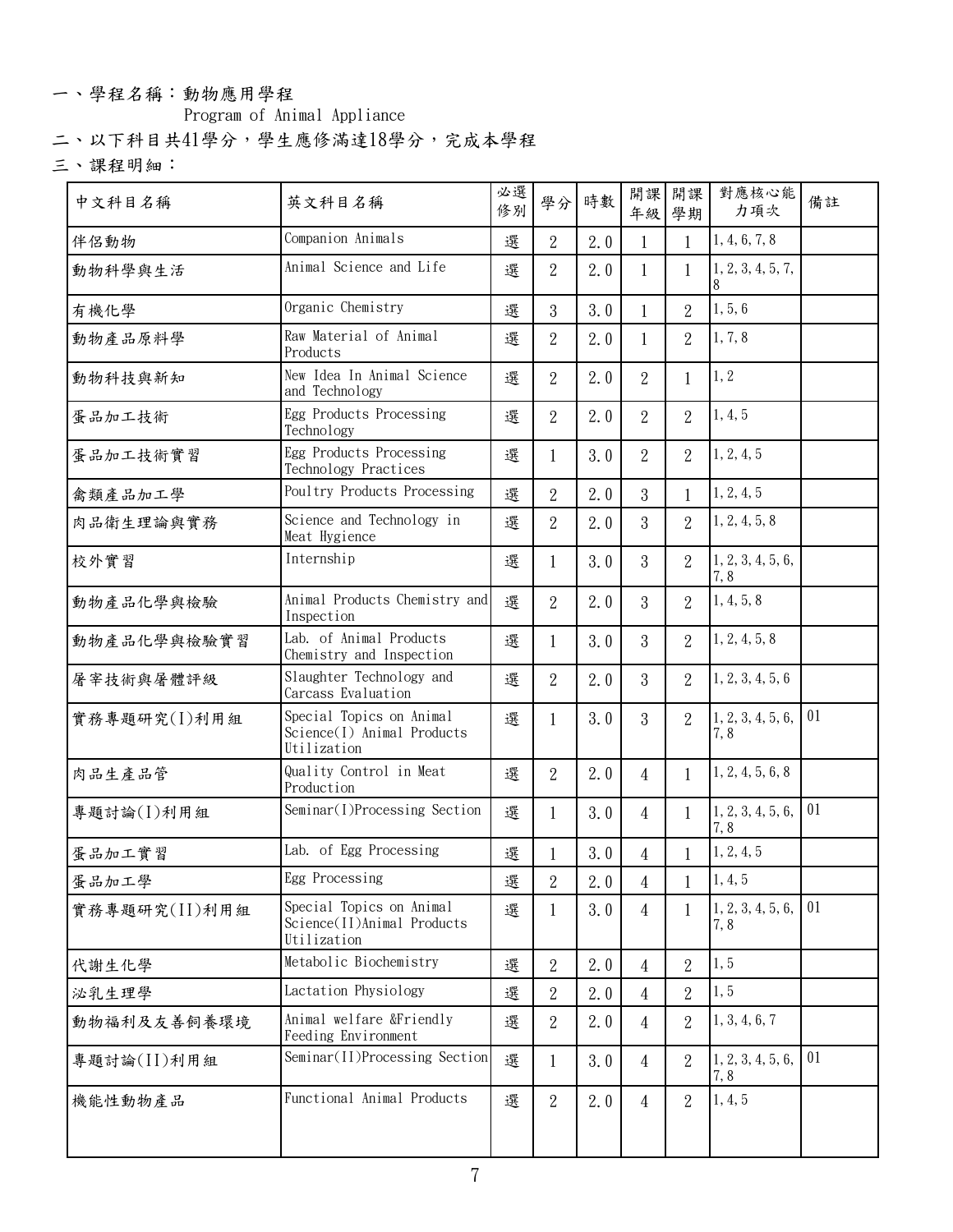一、學程名稱：動物應用學程

Program of Animal Appliance

二、以下科目共41學分，學生應修滿達18學分，完成本學程

三、課程明細：

| 中文科目名稱 | 英文科目名稱 | 必選修別 | 學分 | 時數 | 開課年級 | 開課學期 | 對應核心能力項次 | 備註 |
|---|---|---|---|---|---|---|---|---|
| 伴侶動物 | Companion Animals | 選 | 2 | 2.0 | 1 | 1 | 1,4,6,7,8 | |
| 動物科學與生活 | Animal Science and Life | 選 | 2 | 2.0 | 1 | 1 | 1,2,3,4,5,7,8 | |
| 有機化學 | Organic Chemistry | 選 | 3 | 3.0 | 1 | 2 | 1,5,6 | |
| 動物產品原料學 | Raw Material of Animal Products | 選 | 2 | 2.0 | 1 | 2 | 1,7,8 | |
| 動物科技與新知 | New Idea In Animal Science and Technology | 選 | 2 | 2.0 | 2 | 1 | 1,2 | |
| 蛋品加工技術 | Egg Products Processing Technology | 選 | 2 | 2.0 | 2 | 2 | 1,4,5 | |
| 蛋品加工技術實習 | Egg Products Processing Technology Practices | 選 | 1 | 3.0 | 2 | 2 | 1,2,4,5 | |
| 禽類產品加工學 | Poultry Products Processing | 選 | 2 | 2.0 | 3 | 1 | 1,2,4,5 | |
| 肉品衛生理論與實務 | Science and Technology in Meat Hygience | 選 | 2 | 2.0 | 3 | 2 | 1,2,4,5,8 | |
| 校外實習 | Internship | 選 | 1 | 3.0 | 3 | 2 | 1,2,3,4,5,6,7,8 | |
| 動物產品化學與檢驗 | Animal Products Chemistry and Inspection | 選 | 2 | 2.0 | 3 | 2 | 1,4,5,8 | |
| 動物產品化學與檢驗實習 | Lab. of Animal Products Chemistry and Inspection | 選 | 1 | 3.0 | 3 | 2 | 1,2,4,5,8 | |
| 屠宰技術與屠體評級 | Slaughter Technology and Carcass Evaluation | 選 | 2 | 2.0 | 3 | 2 | 1,2,3,4,5,6 | |
| 實務專題研究(I)利用組 | Special Topics on Animal Science(I) Animal Products Utilization | 選 | 1 | 3.0 | 3 | 2 | 1,2,3,4,5,6,7,8 | 01 |
| 肉品生產品管 | Quality Control in Meat Production | 選 | 2 | 2.0 | 4 | 1 | 1,2,4,5,6,8 | |
| 專題討論(I)利用組 | Seminar(I)Processing Section | 選 | 1 | 3.0 | 4 | 1 | 1,2,3,4,5,6,7,8 | 01 |
| 蛋品加工實習 | Lab. of Egg Processing | 選 | 1 | 3.0 | 4 | 1 | 1,2,4,5 | |
| 蛋品加工學 | Egg Processing | 選 | 2 | 2.0 | 4 | 1 | 1,4,5 | |
| 實務專題研究(II)利用組 | Special Topics on Animal Science(II)Animal Products Utilization | 選 | 1 | 3.0 | 4 | 1 | 1,2,3,4,5,6,7,8 | 01 |
| 代謝生化學 | Metabolic Biochemistry | 選 | 2 | 2.0 | 4 | 2 | 1,5 | |
| 泌乳生理學 | Lactation Physiology | 選 | 2 | 2.0 | 4 | 2 | 1,5 | |
| 動物福利及友善飼養環境 | Animal welfare &Friendly Feeding Environment | 選 | 2 | 2.0 | 4 | 2 | 1,3,4,6,7 | |
| 專題討論(II)利用組 | Seminar(II)Processing Section | 選 | 1 | 3.0 | 4 | 2 | 1,2,3,4,5,6,7,8 | 01 |
| 機能性動物產品 | Functional Animal Products | 選 | 2 | 2.0 | 4 | 2 | 1,4,5 | |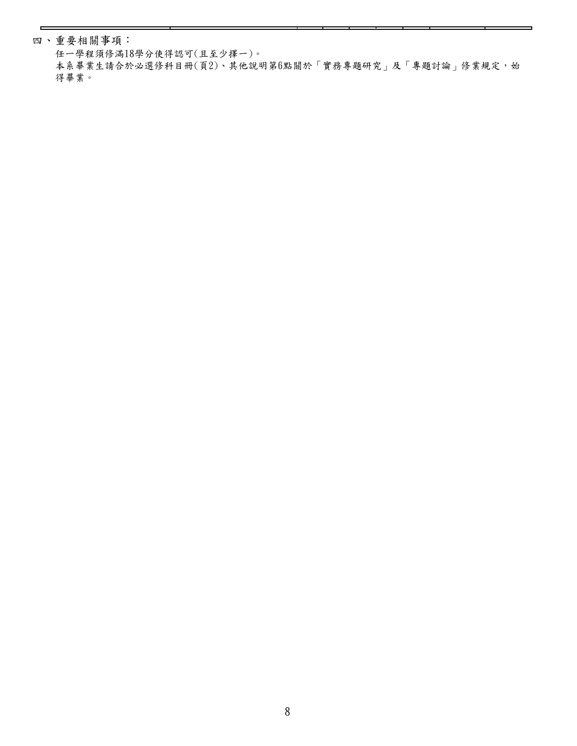## 四、重要相關事項：

任一學程須修滿18學分使得認可(且至少擇一)。

本系畢業生請合於必選修科目冊(頁2)、其他說明第6點關於「實務專題研究」及「專題討論」修業規定，始得畢業。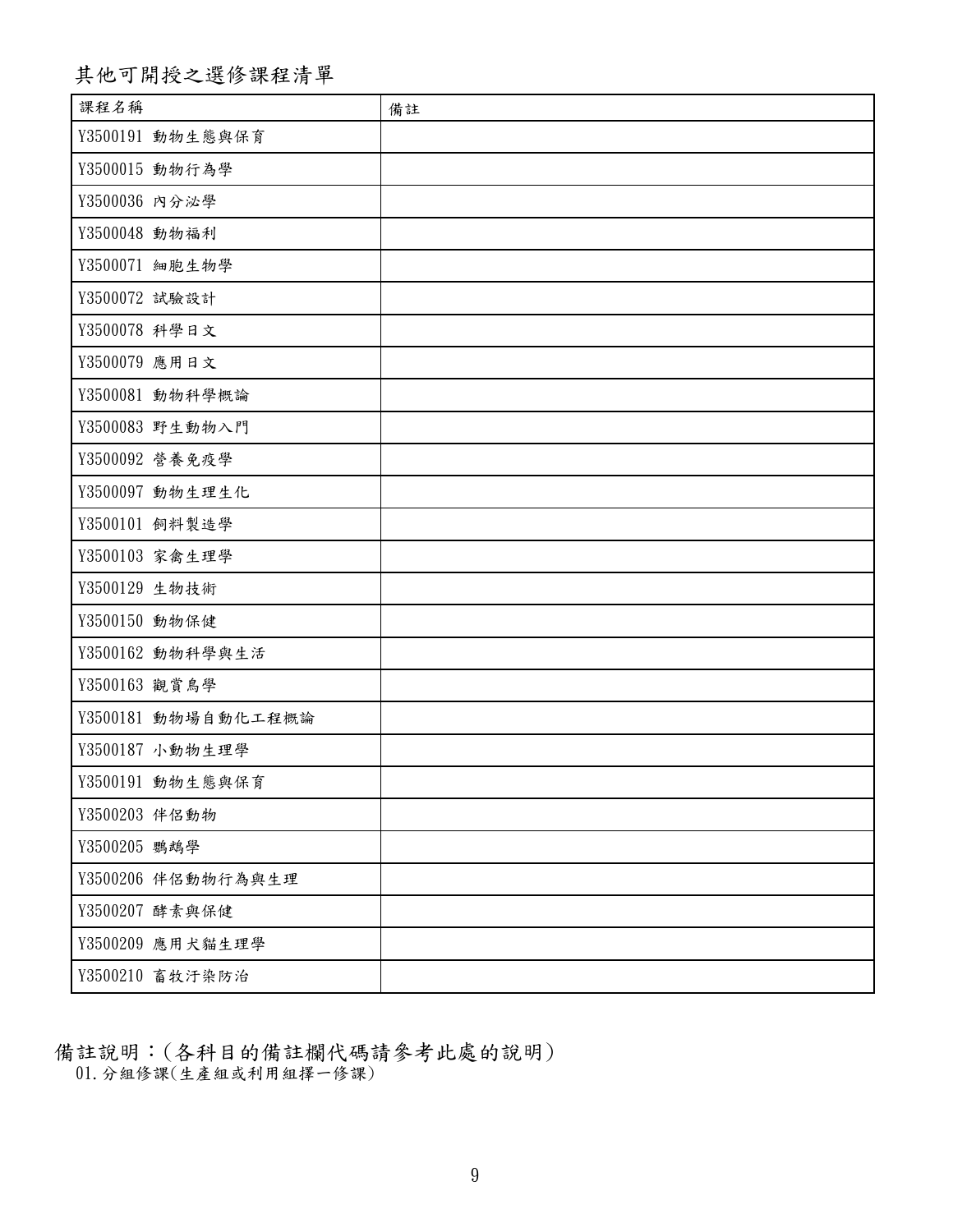其他可開授之選修課程清單

| 課程名稱 | 備註 |
|---|---|
| Y3500191 動物生態與保育 | |
| Y3500015 動物行為學 | |
| Y3500036 內分泌學 | |
| Y3500048 動物福利 | |
| Y3500071 細胞生物學 | |
| Y3500072 試驗設計 | |
| Y3500078 科學日文 | |
| Y3500079 應用日文 | |
| Y3500081 動物科學概論 | |
| Y3500083 野生動物入門 | |
| Y3500092 營養免疫學 | |
| Y3500097 動物生理生化 | |
| Y3500101 飼料製造學 | |
| Y3500103 家禽生理學 | |
| Y3500129 生物技術 | |
| Y3500150 動物保健 | |
| Y3500162 動物科學與生活 | |
| Y3500163 觀賞鳥學 | |
| Y3500181 動物場自動化工程概論 | |
| Y3500187 小動物生理學 | |
| Y3500191 動物生態與保育 | |
| Y3500203 伴侶動物 | |
| Y3500205 鸚鵡學 | |
| Y3500206 伴侶動物行為與生理 | |
| Y3500207 酵素與保健 | |
| Y3500209 應用犬貓生理學 | |
| Y3500210 畜牧汙染防治 | |

備註說明：(各科目的備註欄代碼請參考此處的說明)

01.分組修課(生產組或利用組擇一修課)